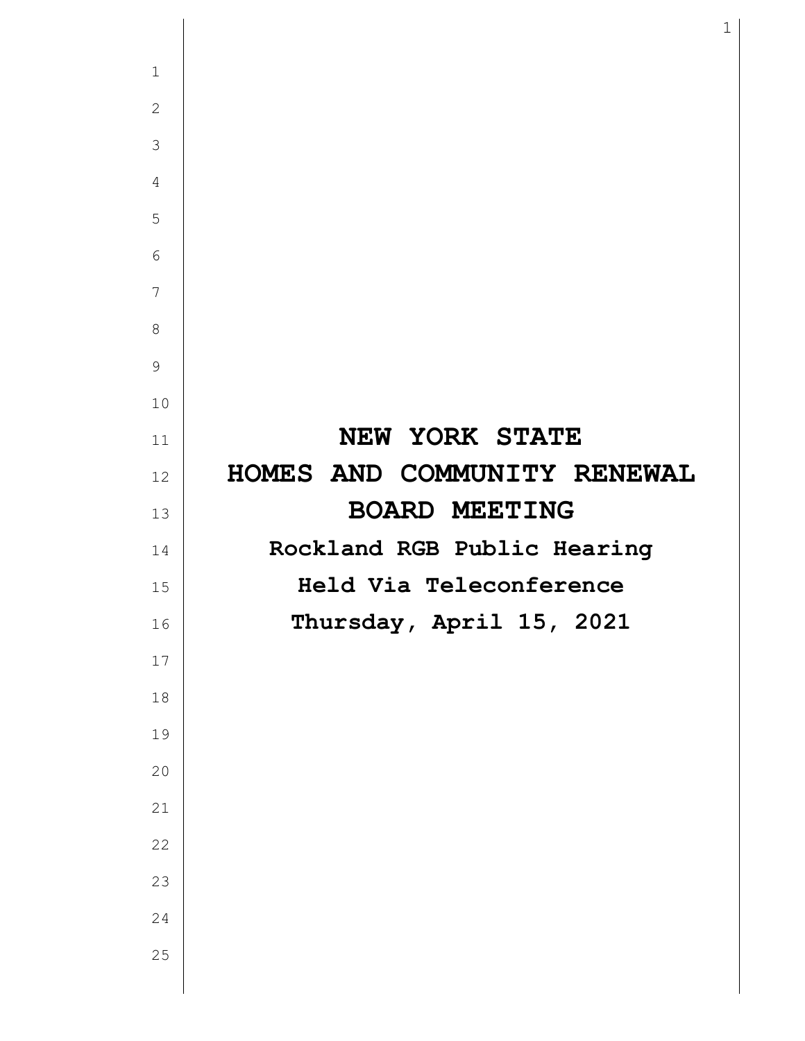# NEW YORK STATE
# HOMES AND COMMUNITY RENEWAL
# BOARD MEETING

**Rockland RGB Public Hearing**

**Held Via Teleconference**

**Thursday, April 15, 2021**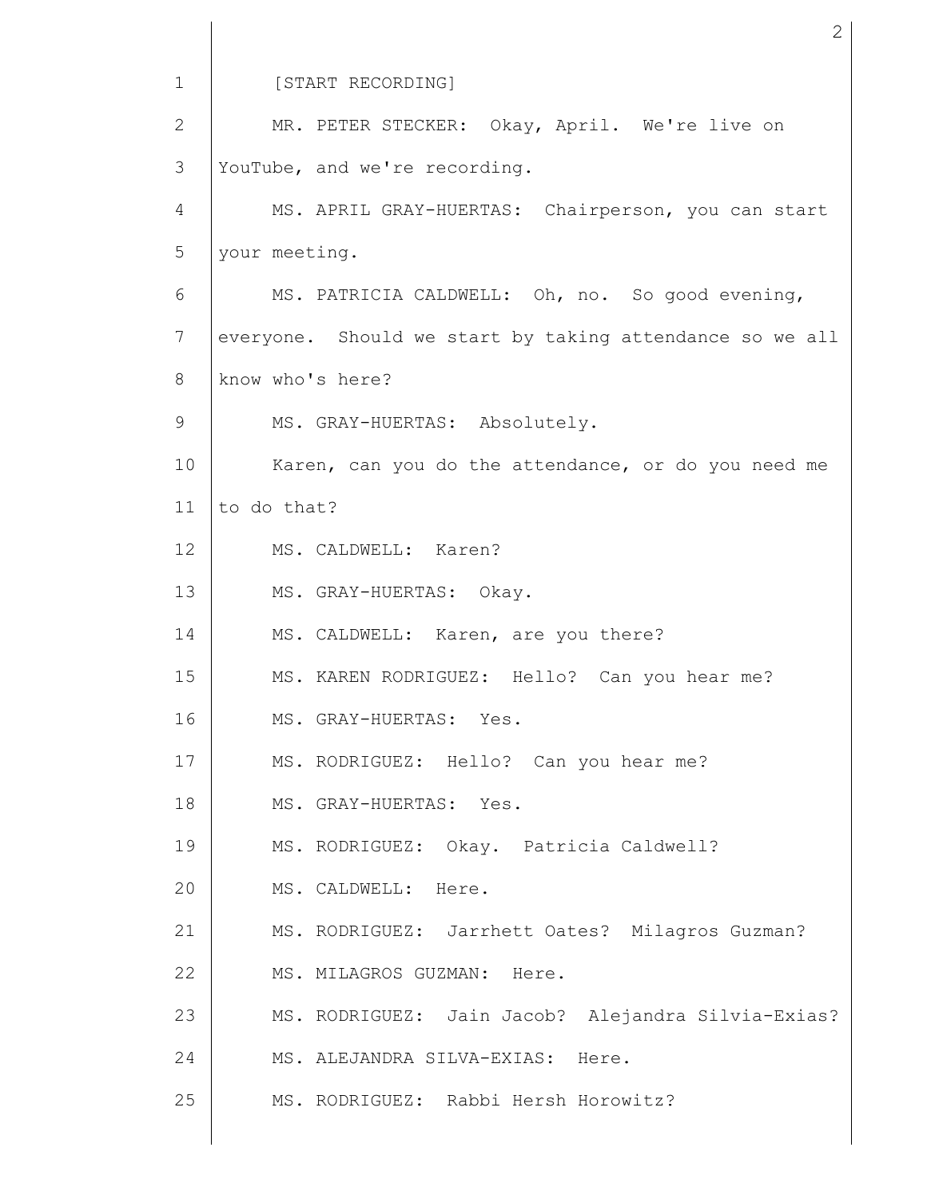[START RECORDING]

MR. PETER STECKER: Okay, April. We're live on YouTube, and we're recording.

MS. APRIL GRAY-HUERTAS: Chairperson, you can start your meeting.

MS. PATRICIA CALDWELL: Oh, no. So good evening, everyone. Should we start by taking attendance so we all know who's here?

MS. GRAY-HUERTAS: Absolutely.

Karen, can you do the attendance, or do you need me to do that?

MS. CALDWELL: Karen?

MS. GRAY-HUERTAS: Okay.

MS. CALDWELL: Karen, are you there?

MS. KAREN RODRIGUEZ: Hello? Can you hear me?

MS. GRAY-HUERTAS: Yes.

MS. RODRIGUEZ: Hello? Can you hear me?

MS. GRAY-HUERTAS: Yes.

MS. RODRIGUEZ: Okay. Patricia Caldwell?

MS. CALDWELL: Here.

MS. RODRIGUEZ: Jarrhett Oates? Milagros Guzman?

MS. MILAGROS GUZMAN: Here.

MS. RODRIGUEZ: Jain Jacob? Alejandra Silvia-Exias?

MS. ALEJANDRA SILVA-EXIAS: Here.

MS. RODRIGUEZ: Rabbi Hersh Horowitz?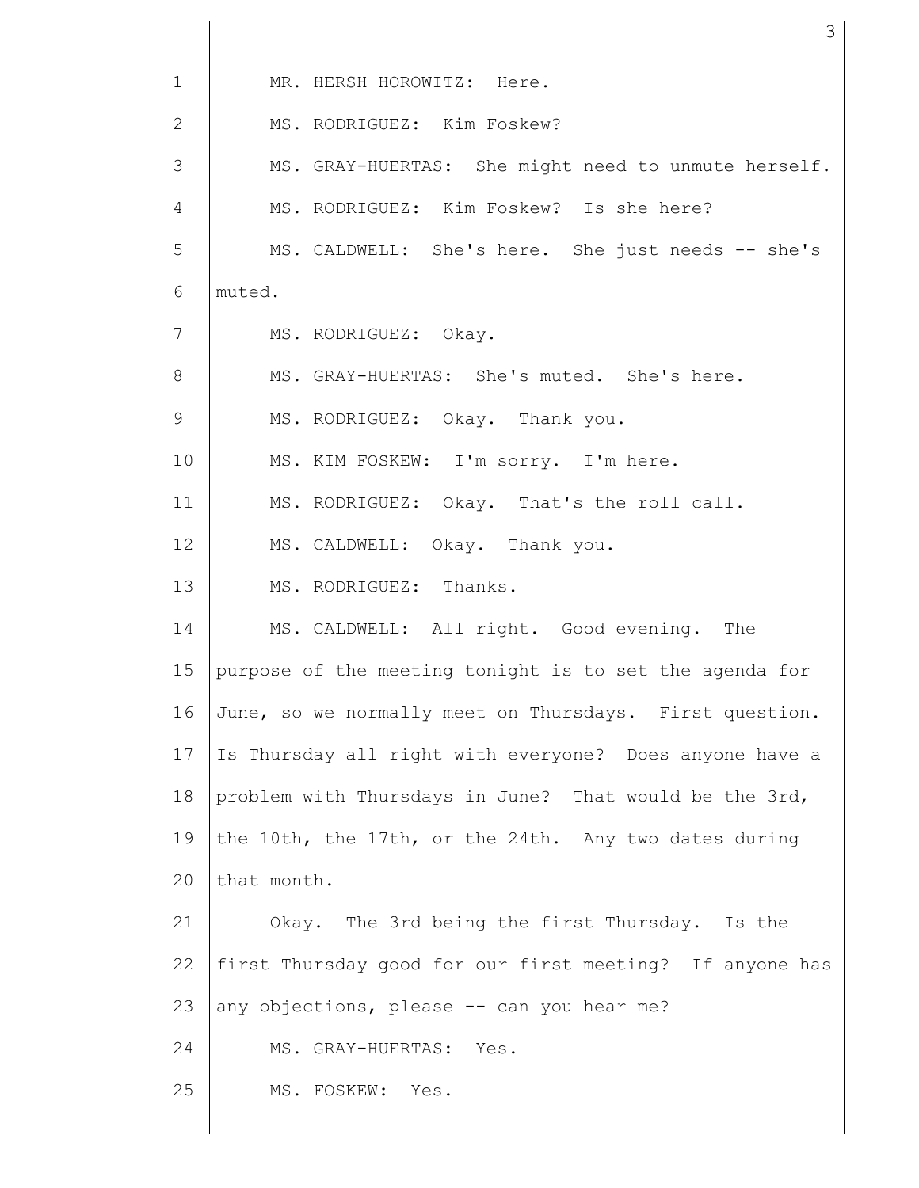MR. HERSH HOROWITZ: Here.

MS. RODRIGUEZ: Kim Foskew?

MS. GRAY-HUERTAS: She might need to unmute herself.

MS. RODRIGUEZ: Kim Foskew? Is she here?

MS. CALDWELL: She's here. She just needs -- she's muted.

MS. RODRIGUEZ: Okay.

MS. GRAY-HUERTAS: She's muted. She's here.

MS. RODRIGUEZ: Okay. Thank you.

MS. KIM FOSKEW: I'm sorry. I'm here.

MS. RODRIGUEZ: Okay. That's the roll call.

MS. CALDWELL: Okay. Thank you.

MS. RODRIGUEZ: Thanks.

MS. CALDWELL: All right. Good evening. The purpose of the meeting tonight is to set the agenda for June, so we normally meet on Thursdays. First question. Is Thursday all right with everyone? Does anyone have a problem with Thursdays in June? That would be the 3rd, the 10th, the 17th, or the 24th. Any two dates during that month.

Okay. The 3rd being the first Thursday. Is the first Thursday good for our first meeting? If anyone has any objections, please -- can you hear me?

MS. GRAY-HUERTAS: Yes.

MS. FOSKEW: Yes.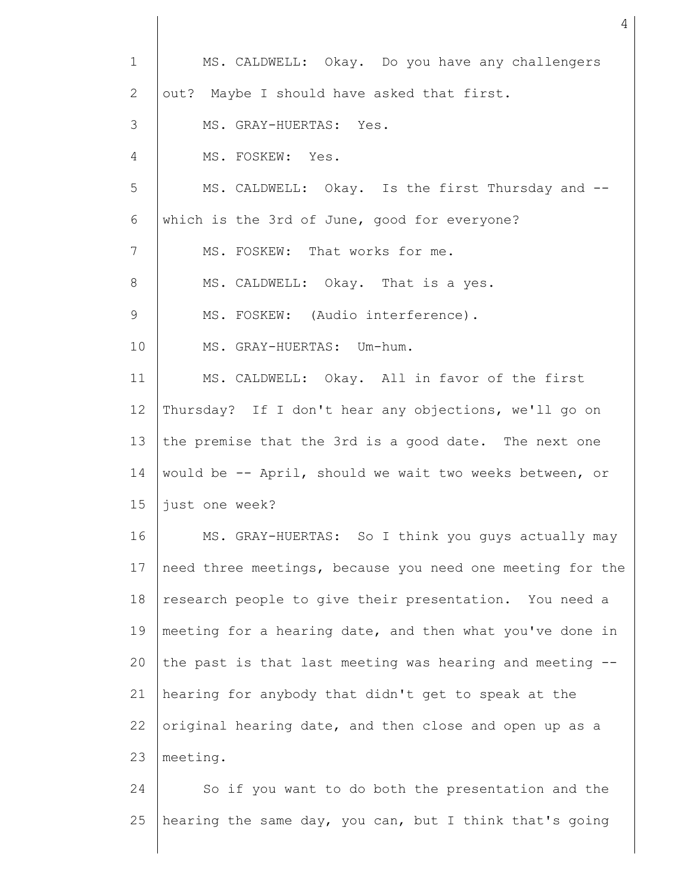MS. CALDWELL: Okay. Do you have any challengers out? Maybe I should have asked that first.

MS. GRAY-HUERTAS: Yes.

MS. FOSKEW: Yes.

MS. CALDWELL: Okay. Is the first Thursday and -- which is the 3rd of June, good for everyone?

MS. FOSKEW: That works for me.

MS. CALDWELL: Okay. That is a yes.

MS. FOSKEW: (Audio interference).

MS. GRAY-HUERTAS: Um-hum.

MS. CALDWELL: Okay. All in favor of the first Thursday? If I don't hear any objections, we'll go on the premise that the 3rd is a good date. The next one would be -- April, should we wait two weeks between, or just one week?

MS. GRAY-HUERTAS: So I think you guys actually may need three meetings, because you need one meeting for the research people to give their presentation. You need a meeting for a hearing date, and then what you've done in the past is that last meeting was hearing and meeting -- hearing for anybody that didn't get to speak at the original hearing date, and then close and open up as a meeting.

So if you want to do both the presentation and the hearing the same day, you can, but I think that's going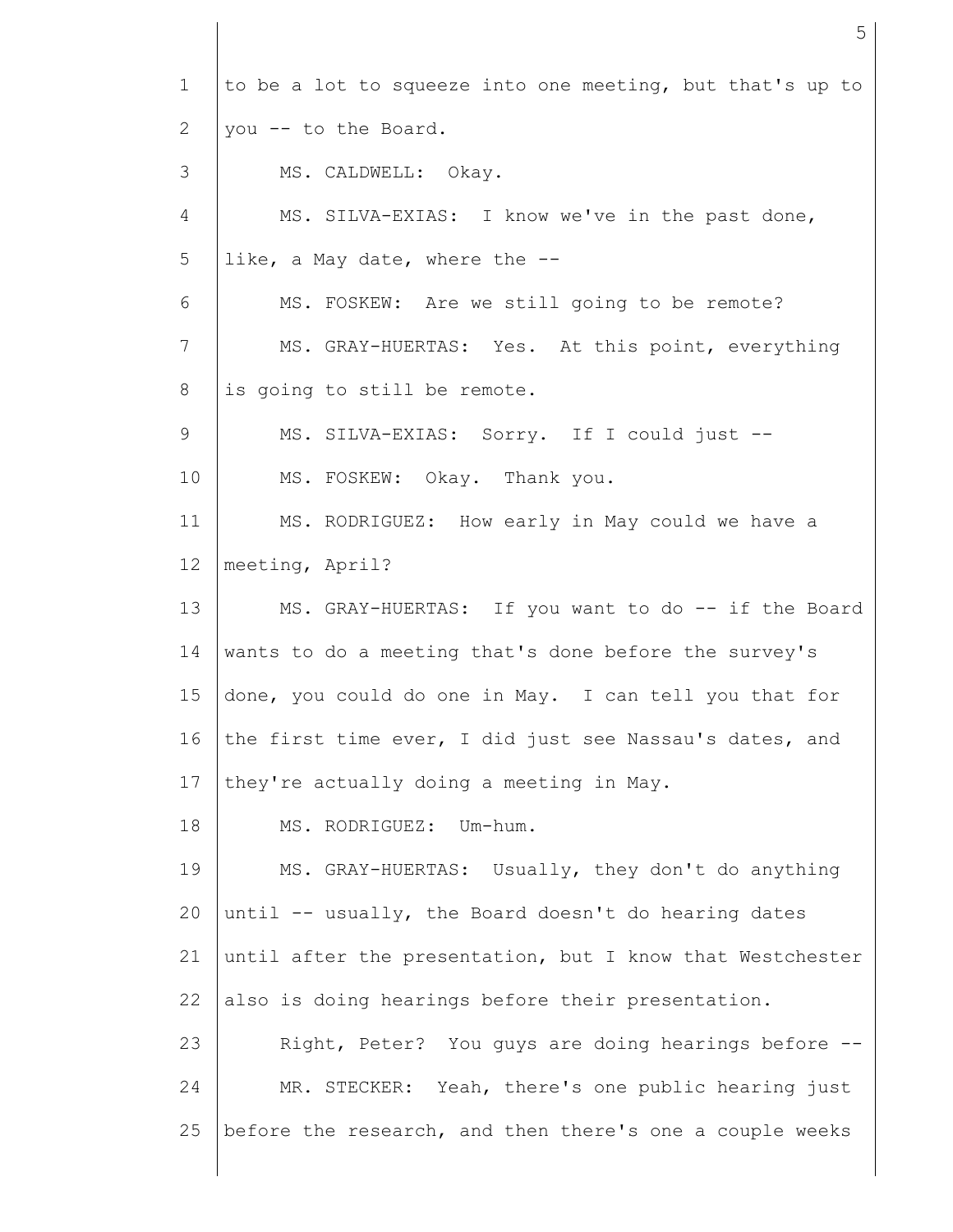1 to be a lot to squeeze into one meeting, but that's up to
2 you -- to the Board.
3 MS. CALDWELL: Okay.
4 MS. SILVA-EXIAS: I know we've in the past done,
5 like, a May date, where the --
6 MS. FOSKEW: Are we still going to be remote?
7 MS. GRAY-HUERTAS: Yes. At this point, everything
8 is going to still be remote.
9 MS. SILVA-EXIAS: Sorry. If I could just --
10 MS. FOSKEW: Okay. Thank you.
11 MS. RODRIGUEZ: How early in May could we have a
12 meeting, April?
13 MS. GRAY-HUERTAS: If you want to do -- if the Board
14 wants to do a meeting that's done before the survey's
15 done, you could do one in May. I can tell you that for
16 the first time ever, I did just see Nassau's dates, and
17 they're actually doing a meeting in May.
18 MS. RODRIGUEZ: Um-hum.
19 MS. GRAY-HUERTAS: Usually, they don't do anything
20 until -- usually, the Board doesn't do hearing dates
21 until after the presentation, but I know that Westchester
22 also is doing hearings before their presentation.
23 Right, Peter? You guys are doing hearings before --
24 MR. STECKER: Yeah, there's one public hearing just
25 before the research, and then there's one a couple weeks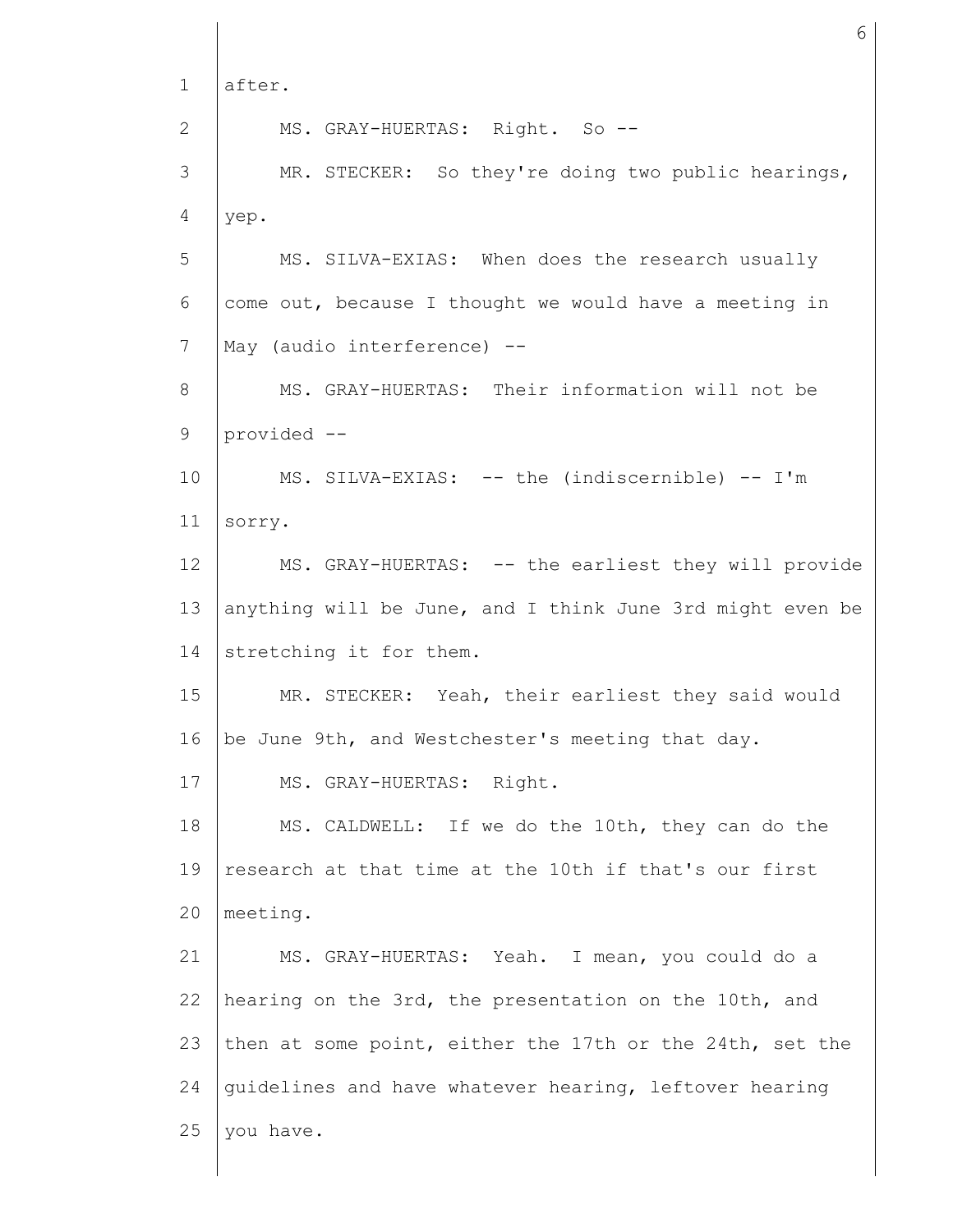after.

MS. GRAY-HUERTAS: Right. So --

MR. STECKER: So they're doing two public hearings, yep.

MS. SILVA-EXIAS: When does the research usually come out, because I thought we would have a meeting in May (audio interference) --

MS. GRAY-HUERTAS: Their information will not be provided --

MS. SILVA-EXIAS: -- the (indiscernible) -- I'm sorry.

MS. GRAY-HUERTAS: -- the earliest they will provide anything will be June, and I think June 3rd might even be stretching it for them.

MR. STECKER: Yeah, their earliest they said would be June 9th, and Westchester's meeting that day.

MS. GRAY-HUERTAS: Right.

MS. CALDWELL: If we do the 10th, they can do the research at that time at the 10th if that's our first meeting.

MS. GRAY-HUERTAS: Yeah. I mean, you could do a hearing on the 3rd, the presentation on the 10th, and then at some point, either the 17th or the 24th, set the guidelines and have whatever hearing, leftover hearing you have.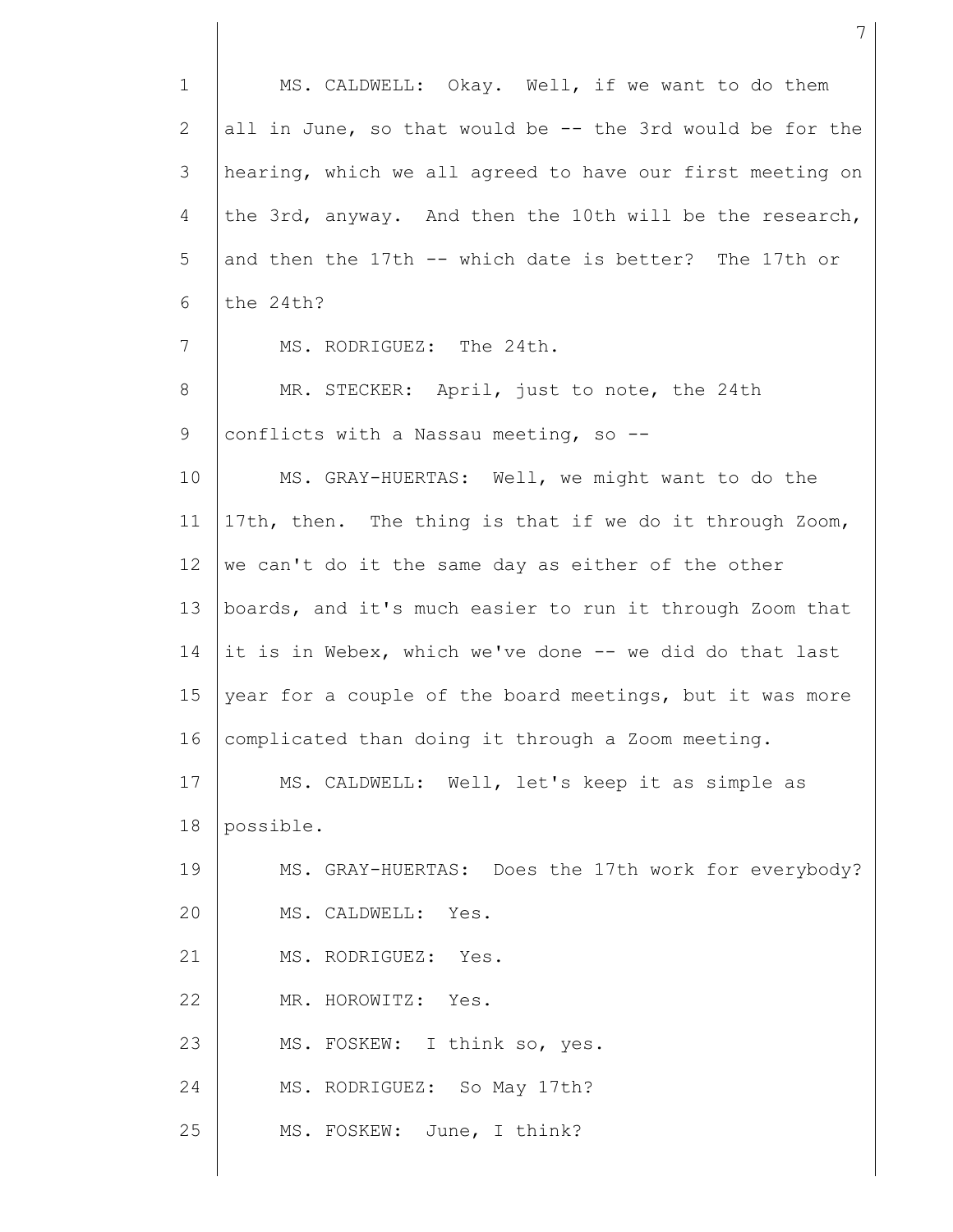MS. CALDWELL: Okay. Well, if we want to do them all in June, so that would be -- the 3rd would be for the hearing, which we all agreed to have our first meeting on the 3rd, anyway. And then the 10th will be the research, and then the 17th -- which date is better? The 17th or the 24th?

MS. RODRIGUEZ: The 24th.

MR. STECKER: April, just to note, the 24th conflicts with a Nassau meeting, so --

MS. GRAY-HUERTAS: Well, we might want to do the 17th, then. The thing is that if we do it through Zoom, we can't do it the same day as either of the other boards, and it's much easier to run it through Zoom that it is in Webex, which we've done -- we did do that last year for a couple of the board meetings, but it was more complicated than doing it through a Zoom meeting.

MS. CALDWELL: Well, let's keep it as simple as possible.

MS. GRAY-HUERTAS: Does the 17th work for everybody?

MS. CALDWELL: Yes.

MS. RODRIGUEZ: Yes.

MR. HOROWITZ: Yes.

MS. FOSKEW: I think so, yes.

MS. RODRIGUEZ: So May 17th?

MS. FOSKEW: June, I think?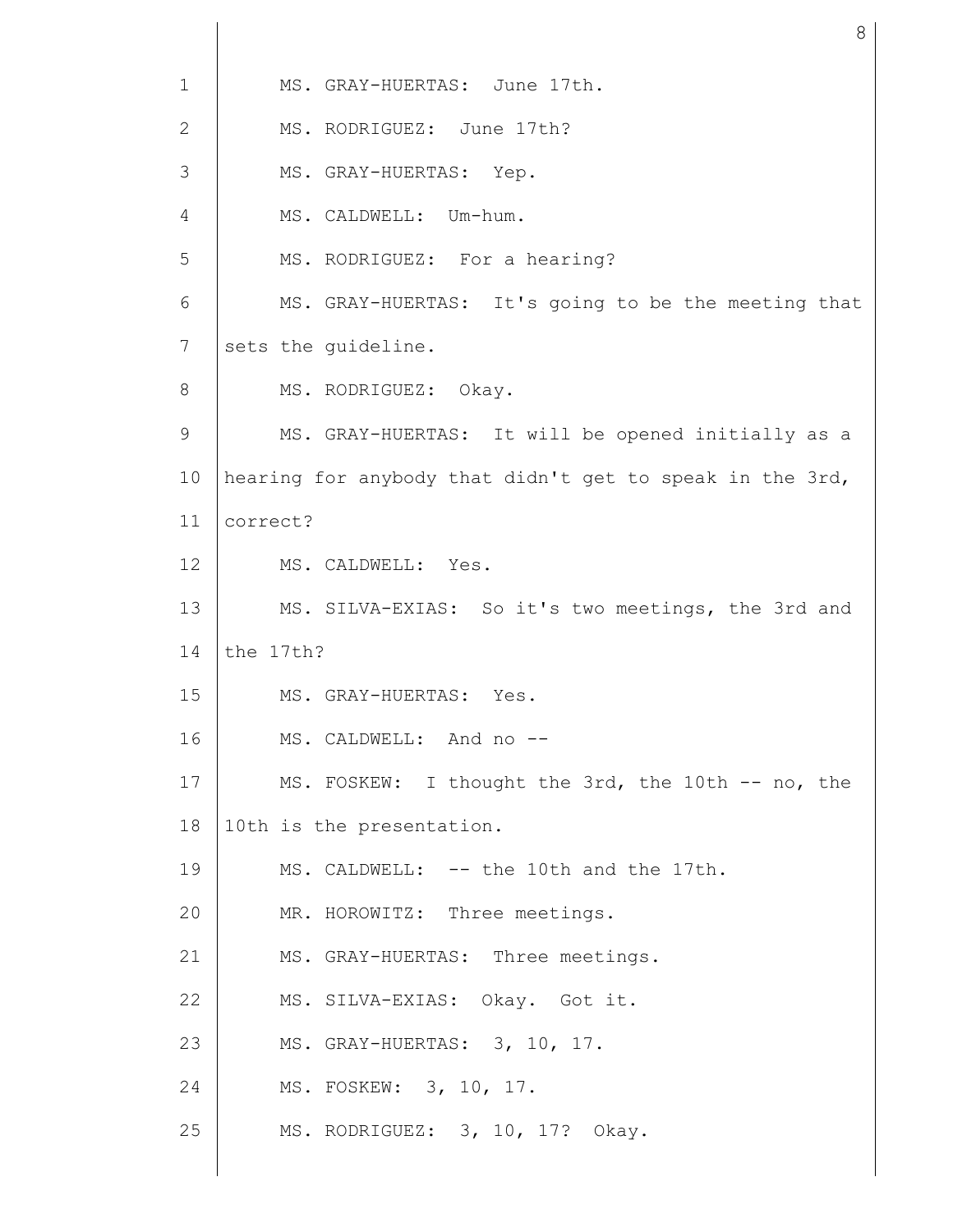MS. GRAY-HUERTAS: June 17th.

MS. RODRIGUEZ: June 17th?

MS. GRAY-HUERTAS: Yep.

MS. CALDWELL: Um-hum.

MS. RODRIGUEZ: For a hearing?

MS. GRAY-HUERTAS: It's going to be the meeting that sets the guideline.

MS. RODRIGUEZ: Okay.

MS. GRAY-HUERTAS: It will be opened initially as a hearing for anybody that didn't get to speak in the 3rd, correct?

MS. CALDWELL: Yes.

MS. SILVA-EXIAS: So it's two meetings, the 3rd and the 17th?

MS. GRAY-HUERTAS: Yes.

MS. CALDWELL: And no --

MS. FOSKEW: I thought the 3rd, the 10th -- no, the 10th is the presentation.

MS. CALDWELL: -- the 10th and the 17th.

MR. HOROWITZ: Three meetings.

MS. GRAY-HUERTAS: Three meetings.

MS. SILVA-EXIAS: Okay. Got it.

MS. GRAY-HUERTAS: 3, 10, 17.

MS. FOSKEW: 3, 10, 17.

MS. RODRIGUEZ: 3, 10, 17? Okay.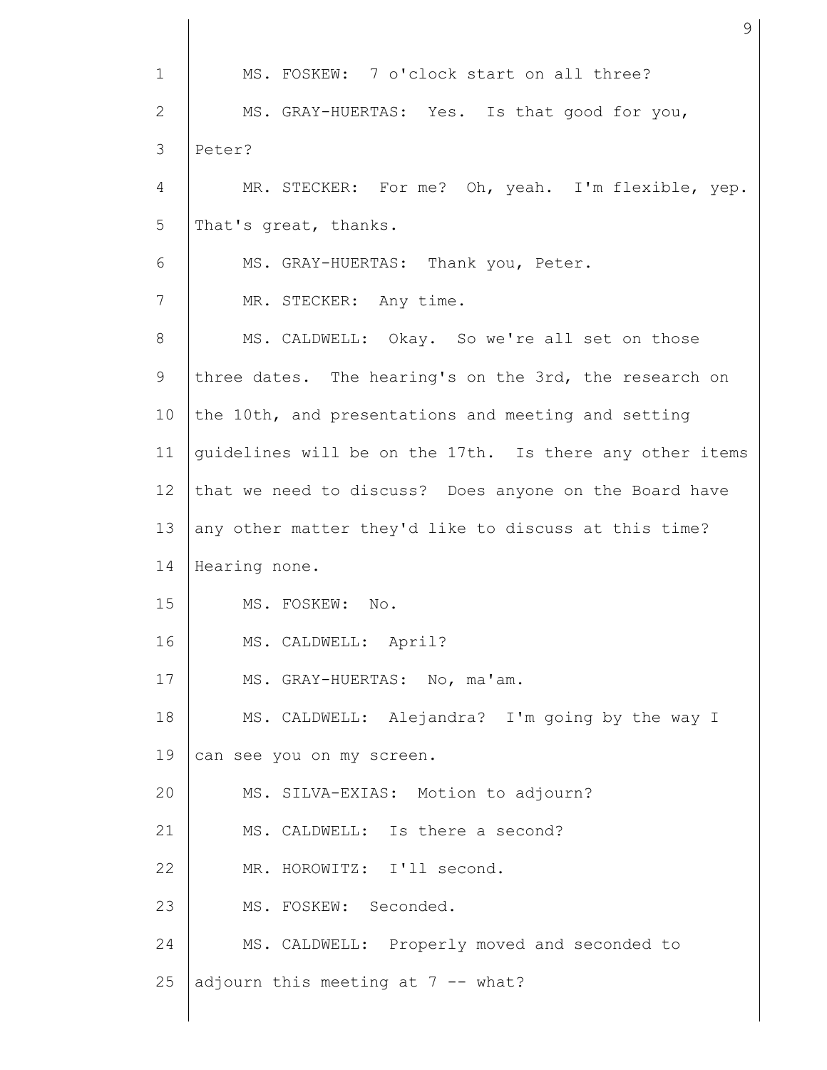MS. FOSKEW: 7 o'clock start on all three?

MS. GRAY-HUERTAS: Yes. Is that good for you, Peter?

MR. STECKER: For me? Oh, yeah. I'm flexible, yep. That's great, thanks.

MS. GRAY-HUERTAS: Thank you, Peter.

MR. STECKER: Any time.

MS. CALDWELL: Okay. So we're all set on those three dates. The hearing's on the 3rd, the research on the 10th, and presentations and meeting and setting guidelines will be on the 17th. Is there any other items that we need to discuss? Does anyone on the Board have any other matter they'd like to discuss at this time? Hearing none.

MS. FOSKEW: No.

MS. CALDWELL: April?

MS. GRAY-HUERTAS: No, ma'am.

MS. CALDWELL: Alejandra? I'm going by the way I can see you on my screen.

MS. SILVA-EXIAS: Motion to adjourn?

MS. CALDWELL: Is there a second?

MR. HOROWITZ: I'll second.

MS. FOSKEW: Seconded.

MS. CALDWELL: Properly moved and seconded to adjourn this meeting at 7 -- what?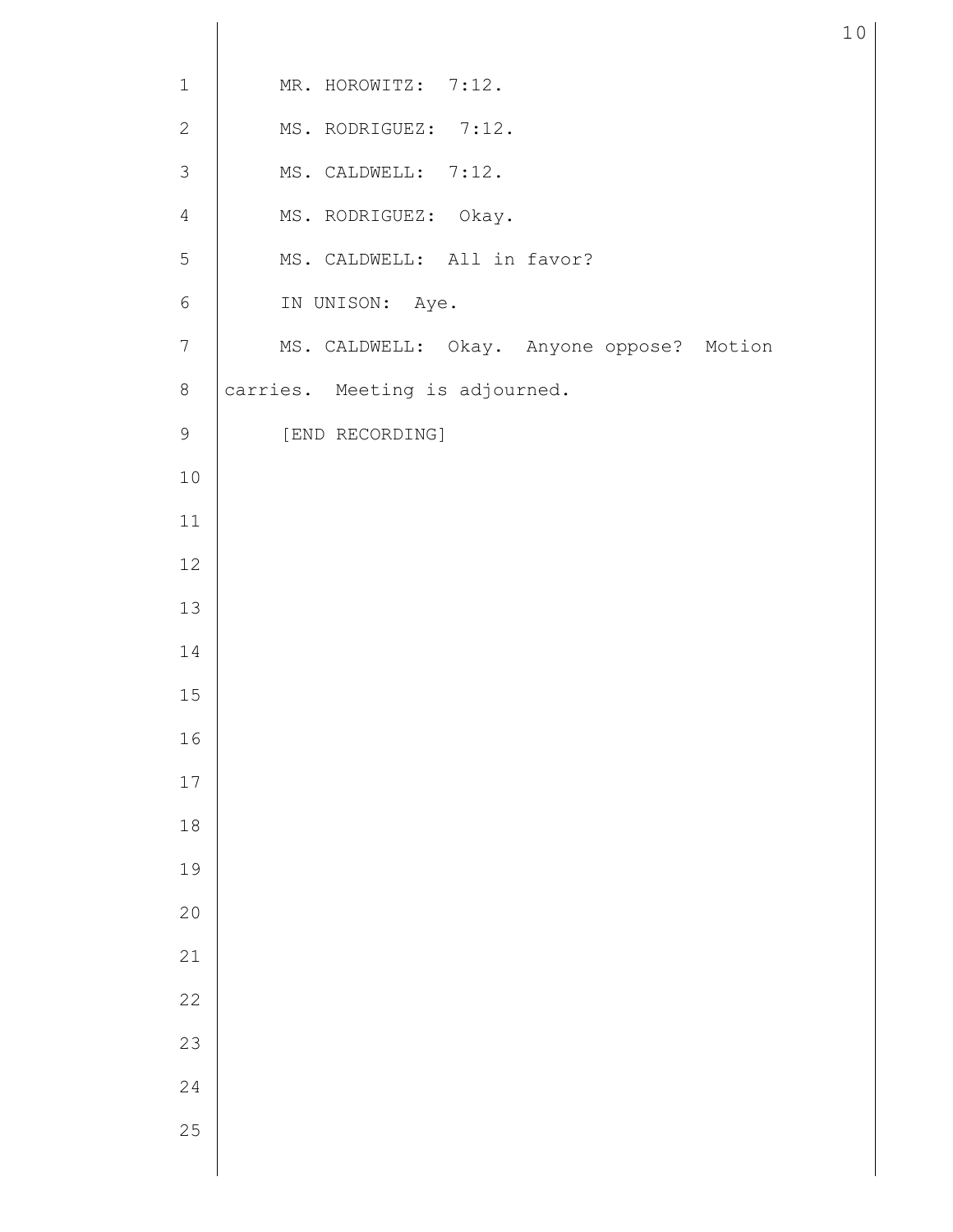MR. HOROWITZ: 7:12.

MS. RODRIGUEZ: 7:12.

MS. CALDWELL: 7:12.

MS. RODRIGUEZ: Okay.

MS. CALDWELL: All in favor?

IN UNISON: Aye.

MS. CALDWELL: Okay. Anyone oppose? Motion carries. Meeting is adjourned.

[END RECORDING]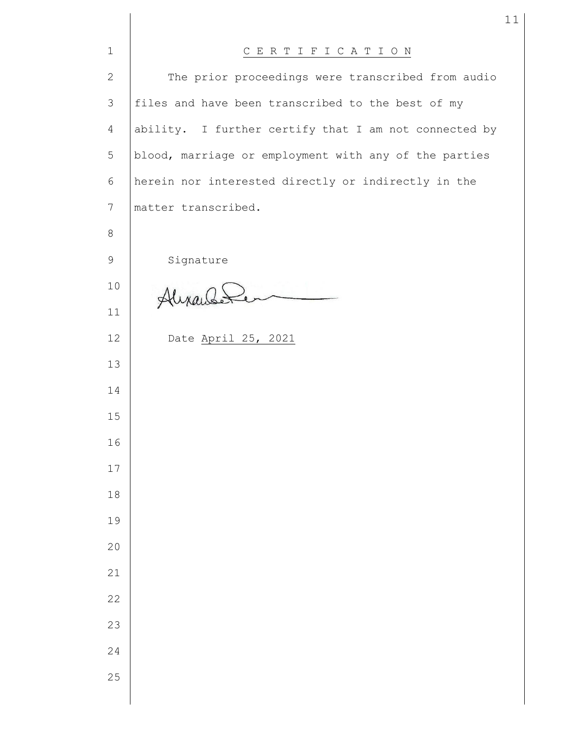# C E R T I F I C A T I O N

The prior proceedings were transcribed from audio files and have been transcribed to the best of my ability. I further certify that I am not connected by blood, marriage or employment with any of the parties herein nor interested directly or indirectly in the matter transcribed.

Signature

Date April 25, 2021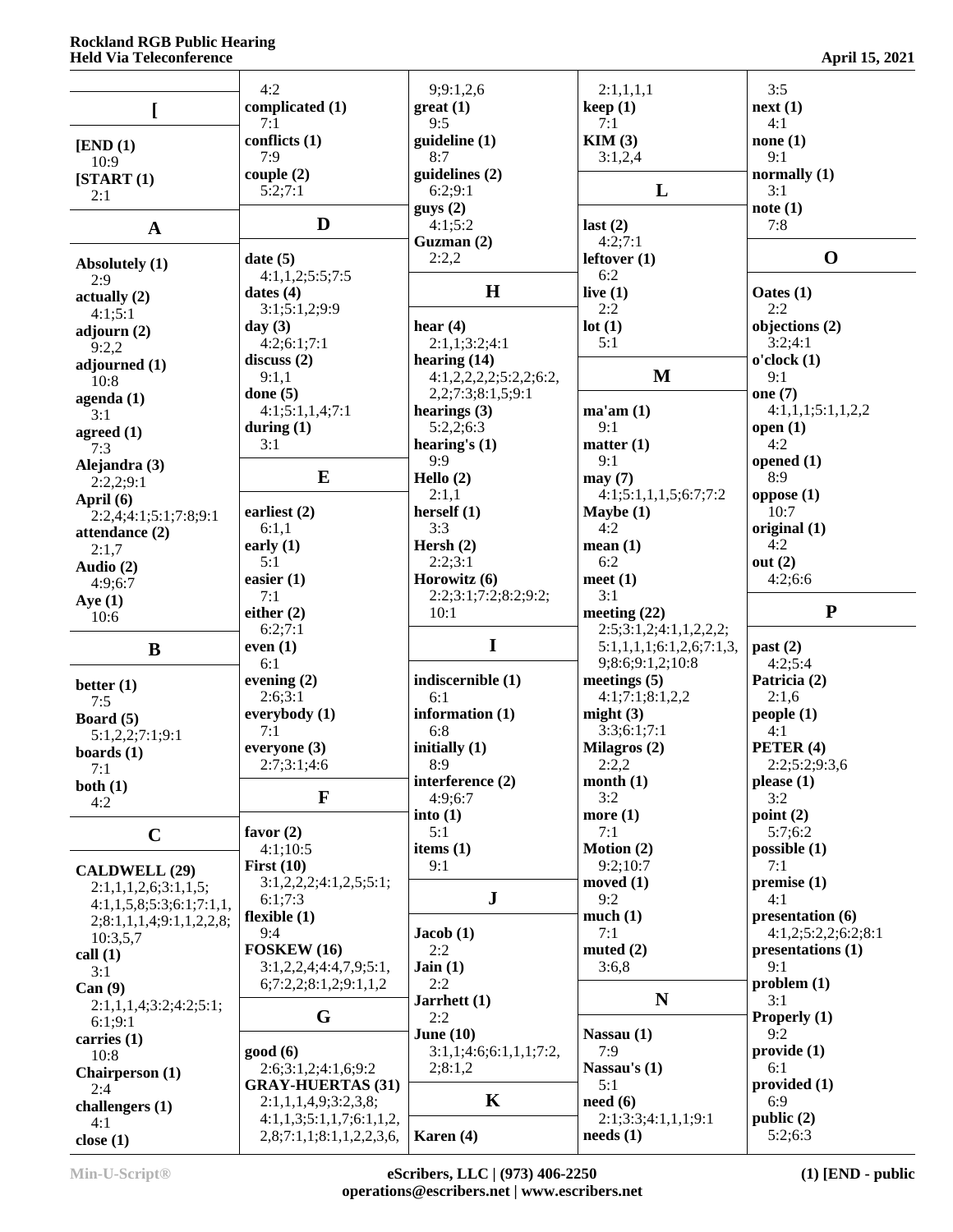## [

**[END (1)**
10:9
**[START (1)**
2:1

## A

**Absolutely (1)**
2:9
**actually (2)**
4:1;5:1
**adjourn (2)**
9:2,2
**adjourned (1)**
10:8
**agenda (1)**
3:1
**agreed (1)**
7:3
**Alejandra (3)**
2:2,2;9:1
**April (6)**
2:2,4;4:1;5:1;7:8;9:1
**attendance (2)**
2:1,7
**Audio (2)**
4:9;6:7
**Aye (1)**
10:6

## B

**better (1)**
7:5
**Board (5)**
5:1,2,2;7:1;9:1
**boards (1)**
7:1
**both (1)**
4:2

## C

**CALDWELL (29)**
2:1,1,1,2,6;3:1,1,5;
4:1,1,5,8;5:3;6:1;7:1,1,
2;8:1,1,1,4;9:1,1,2,2,8;
10:3,5,7
**call (1)**
3:1
**Can (9)**
2:1,1,1,4;3:2;4:2;5:1;
6:1;9:1
**carries (1)**
10:8
**Chairperson (1)**
2:4
**challengers (1)**
4:1
**close (1)**
4:2
**complicated (1)**
7:1
**conflicts (1)**
7:9
**couple (2)**
5:2;7:1

## D

**date (5)**
4:1,1,2;5:5;7:5
**dates (4)**
3:1;5:1,2;9:9
**day (3)**
4:2;6:1;7:1
**discuss (2)**
9:1,1
**done (5)**
4:1;5:1,1,4;7:1
**during (1)**
3:1

## E

**earliest (2)**
6:1,1
**early (1)**
5:1
**easier (1)**
7:1
**either (2)**
6:2;7:1
**even (1)**
6:1
**evening (2)**
2:6;3:1
**everybody (1)**
7:1
**everyone (3)**
2:7;3:1;4:6

## F

**favor (2)**
4:1;10:5
**First (10)**
3:1,2,2,2;4:1,2,5;5:1;
6:1;7:3
**flexible (1)**
9:4
**FOSKEW (16)**
3:1,2,2,4;4:4,7,9;5:1,
6;7:2,2;8:1,2;9:1,1,2

## G

**good (6)**
2:6;3:1,2;4:1,6;9:2
**GRAY-HUERTAS (31)**
2:1,1,1,4,9;3:2,3,8;
4:1,1,3;5:1,1,7;6:1,1,2,
2,8;7:1,1;8:1,1,2,2,3,6,
9,9;9:1,2,6
**great (1)**
9:5
**guideline (1)**
8:7
**guidelines (2)**
6:2;9:1
**guys (2)**
4:1;5:2
**Guzman (2)**
2:2,2

## H

**hear (4)**
2:1,1;3:2;4:1
**hearing (14)**
4:1,2,2,2,2;5:2,2;6:2,
2,2;7:3;8:1,5;9:1
**hearings (3)**
5:2,2;6:3
**hearing's (1)**
9:9
**Hello (2)**
2:1,1
**herself (1)**
3:3
**Hersh (2)**
2:2;3:1
**Horowitz (6)**
2:2;3:1;7:2;8:2;9:2;
10:1

## I

**indiscernible (1)**
6:1
**information (1)**
6:8
**initially (1)**
8:9
**interference (2)**
4:9;6:7
**into (1)**
5:1
**items (1)**
9:1

## J

**Jacob (1)**
2:2
**Jain (1)**
2:2
**Jarrhett (1)**
2:2
**June (10)**
3:1,1;4:6;6:1,1,1;7:2,
2;8:1,2

## K

**Karen (4)**
2:1,1,1,1
**keep (1)**
7:1
**KIM (3)**
3:1,2,4

## L

**last (2)**
4:2;7:1
**leftover (1)**
6:2
**live (1)**
2:2
**lot (1)**
5:1

## M

**ma'am (1)**
9:1
**matter (1)**
9:1
**may (7)**
4:1;5:1,1,1,5;6:7;7:2
**Maybe (1)**
4:2
**mean (1)**
6:2
**meet (1)**
3:1
**meeting (22)**
2:5;3:1,2;4:1,1,2,2,2;
5:1,1,1,1;6:1,2,6;7:1,3,
9;8:6;9:1,2;10:8
**meetings (5)**
4:1;7:1;8:1,2,2
**might (3)**
3:3;6:1;7:1
**Milagros (2)**
2:2,2
**month (1)**
3:2
**more (1)**
7:1
**Motion (2)**
9:2;10:7
**moved (1)**
9:2
**much (1)**
7:1
**muted (2)**
3:6,8

## N

**Nassau (1)**
7:9
**Nassau's (1)**
5:1
**need (6)**
2:1;3:3;4:1,1,1;9:1
**needs (1)**
3:5
**next (1)**
4:1
**none (1)**
9:1
**normally (1)**
3:1
**note (1)**
7:8

## O

**Oates (1)**
2:2
**objections (2)**
3:2;4:1
**o'clock (1)**
9:1
**one (7)**
4:1,1,1;5:1,1,2,2
**open (1)**
4:2
**opened (1)**
8:9
**oppose (1)**
10:7
**original (1)**
4:2
**out (2)**
4:2;6:6

## P

**past (2)**
4:2;5:4
**Patricia (2)**
2:1,6
**people (1)**
4:1
**PETER (4)**
2:2;5:2;9:3,6
**please (1)**
3:2
**point (2)**
5:7;6:2
**possible (1)**
7:1
**premise (1)**
4:1
**presentation (6)**
4:1,2;5:2,2;6:2;8:1
**presentations (1)**
9:1
**problem (1)**
3:1
**Properly (1)**
9:2
**provide (1)**
6:1
**provided (1)**
6:9
**public (2)**
5:2;6:3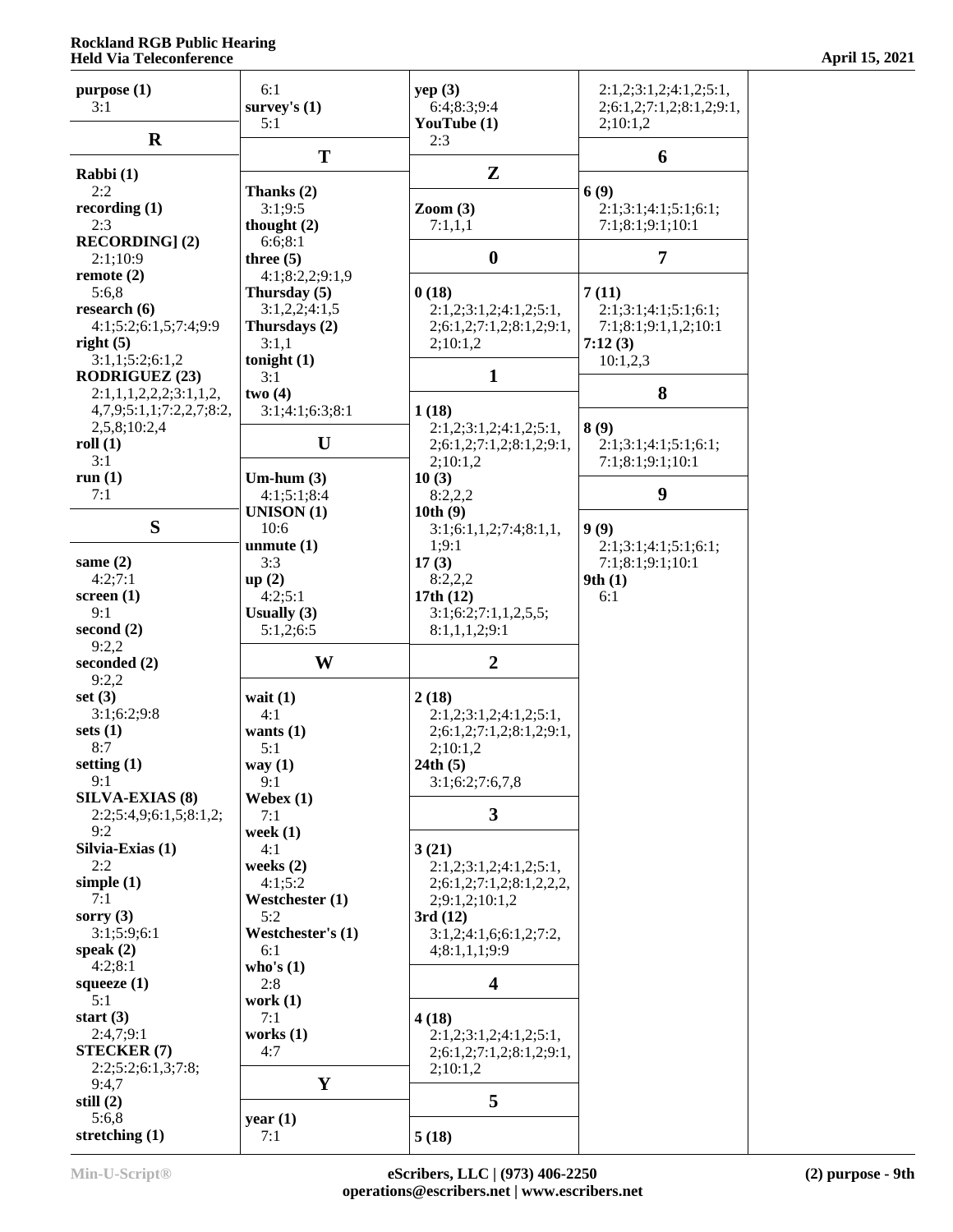**purpose (1)**
3:1

## R

**Rabbi (1)**
2:2
**recording (1)**
2:3
**RECORDING] (2)**
2:1;10:9
**remote (2)**
5:6,8
**research (6)**
4:1;5:2;6:1,5;7:4;9:9
**right (5)**
3:1,1;5:2;6:1,2
**RODRIGUEZ (23)**
2:1,1,1,2,2,2;3:1,1,2,4,7,9;5:1,1;7:2,2,7;8:2,2,5,8;10:2,4
**roll (1)**
3:1
**run (1)**
7:1

## S

**same (2)**
4:2;7:1
**screen (1)**
9:1
**second (2)**
9:2,2
**seconded (2)**
9:2,2
**set (3)**
3:1;6:2;9:8
**sets (1)**
8:7
**setting (1)**
9:1
**SILVA-EXIAS (8)**
2:2;5:4,9;6:1,5;8:1,2;9:2
**Silvia-Exias (1)**
2:2
**simple (1)**
7:1
**sorry (3)**
3:1;5:9;6:1
**speak (2)**
4:2;8:1
**squeeze (1)**
5:1
**start (3)**
2:4,7;9:1
**STECKER (7)**
2:2;5:2;6:1,3;7:8;9:4,7
**still (2)**
5:6,8
**stretching (1)**
6:1
**survey's (1)**
5:1

## T

**Thanks (2)**
3:1;9:5
**thought (2)**
6:6;8:1
**three (5)**
4:1;8:2,2;9:1,9
**Thursday (5)**
3:1,2,2;4:1,5
**Thursdays (2)**
3:1,1
**tonight (1)**
3:1
**two (4)**
3:1;4:1;6:3;8:1

## U

**Um-hum (3)**
4:1;5:1;8:4
**UNISON (1)**
10:6
**unmute (1)**
3:3
**up (2)**
4:2;5:1
**Usually (3)**
5:1,2;6:5

## W

**wait (1)**
4:1
**wants (1)**
5:1
**way (1)**
9:1
**Webex (1)**
7:1
**week (1)**
4:1
**weeks (2)**
4:1;5:2
**Westchester (1)**
5:2
**Westchester's (1)**
6:1
**who's (1)**
2:8
**work (1)**
7:1
**works (1)**
4:7

## Y

**year (1)**
7:1
**yep (3)**
6:4;8:3;9:4
**YouTube (1)**
2:3

## Z

**Zoom (3)**
7:1,1,1

## 0

**0 (18)**
2:1,2;3:1,2;4:1,2;5:1,2;6:1,2;7:1,2;8:1,2;9:1,2;10:1,2

## 1

**1 (18)**
2:1,2;3:1,2;4:1,2;5:1,2;6:1,2;7:1,2;8:1,2;9:1,2;10:1,2
**10 (3)**
8:2,2,2
**10th (9)**
3:1;6:1,1,2;7:4;8:1,1,1;9:1
**17 (3)**
8:2,2,2
**17th (12)**
3:1;6:2;7:1,1,2,5,5;8:1,1,1,2;9:1

## 2

**2 (18)**
2:1,2;3:1,2;4:1,2;5:1,2;6:1,2;7:1,2;8:1,2;9:1,2;10:1,2
**24th (5)**
3:1;6:2;7:6,7,8

## 3

**3 (21)**
2:1,2;3:1,2;4:1,2;5:1,2;6:1,2;7:1,2;8:1,2,2,2,2;9:1,2;10:1,2
**3rd (12)**
3:1,2;4:1,6;6:1,2;7:2,4;8:1,1,1;9:9

## 4

**4 (18)**
2:1,2;3:1,2;4:1,2;5:1,2;6:1,2;7:1,2;8:1,2;9:1,2;10:1,2

## 5

**5 (18)**
2:1,2;3:1,2;4:1,2;5:1,2;6:1,2;7:1,2;8:1,2;9:1,2;10:1,2

## 6

**6 (9)**
2:1;3:1;4:1;5:1;6:1;7:1;8:1;9:1;10:1

## 7

**7 (11)**
2:1;3:1;4:1;5:1;6:1;7:1;8:1;9:1,1,2;10:1
**7:12 (3)**
10:1,2,3

## 8

**8 (9)**
2:1;3:1;4:1;5:1;6:1;7:1;8:1;9:1;10:1

## 9

**9 (9)**
2:1;3:1;4:1;5:1;6:1;7:1;8:1;9:1;10:1
**9th (1)**
6:1